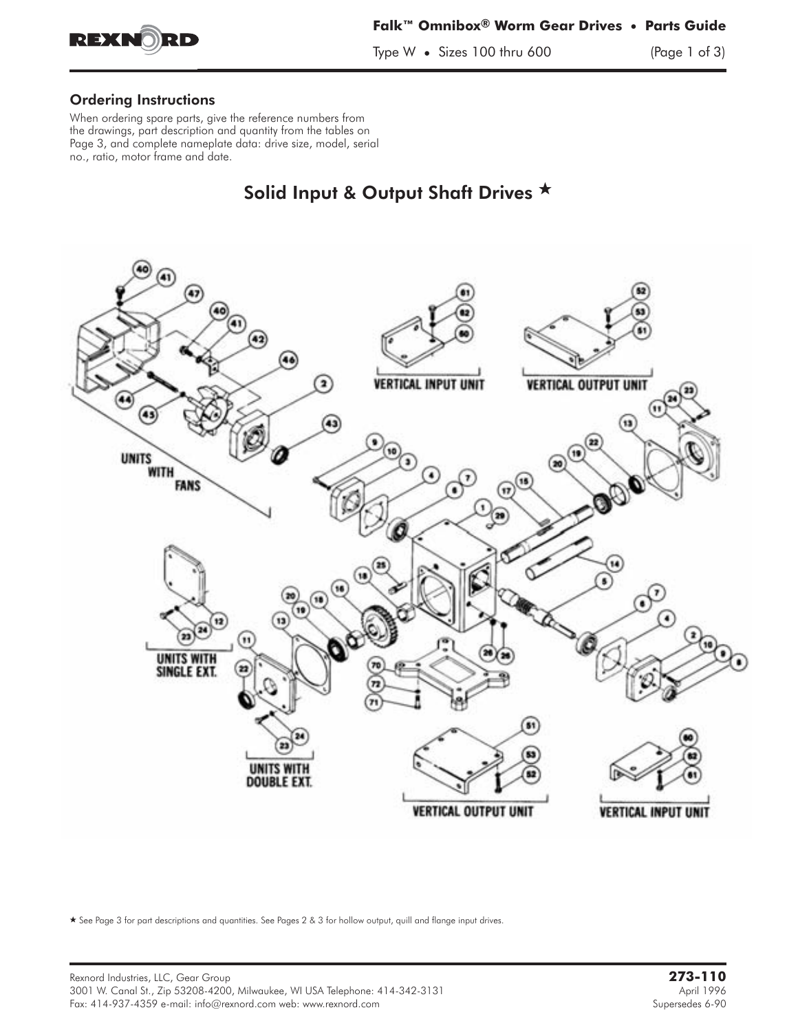## Ordering Instructions

When ordering spare parts, give the reference numbers from the drawings, part description and quantity from the tables on Page 3, and complete nameplate data: drive size, model, serial no., ratio, motor frame and date.

## Solid Input & Output Shaft Drives ★

★ See Page 3 for part descriptions and quantities. See Pages 2 & 3 for hollow output, quill and flange input drives.

Rexnord Industries, LLC, Gear Group
3001 W. Canal St., Zip 53208-4200, Milwaukee, WI USA Telephone: 414-342-3131
Fax: 414-937-4359 e-mail: info@rexnord.com web: www.rexnord.com

**273-110**
April 1996
Supersedes 6-90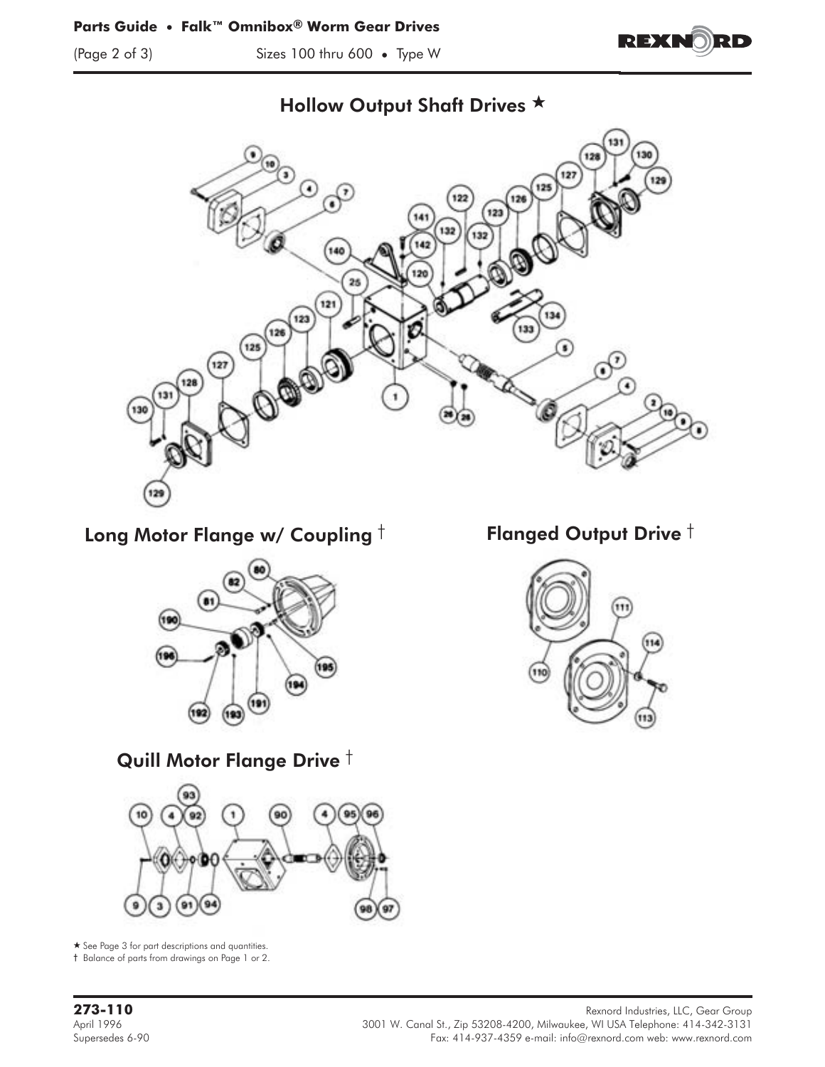## Hollow Output Shaft Drives ★

## Long Motor Flange w/ Coupling †

## Flanged Output Drive †

## Quill Motor Flange Drive †

★ See Page 3 for part descriptions and quantities.

† Balance of parts from drawings on Page 1 or 2.

**273-110**
April 1996
Supersedes 6-90

Rexnord Industries, LLC, Gear Group
3001 W. Canal St., Zip 53208-4200, Milwaukee, WI USA Telephone: 414-342-3131
Fax: 414-937-4359 e-mail: info@rexnord.com web: www.rexnord.com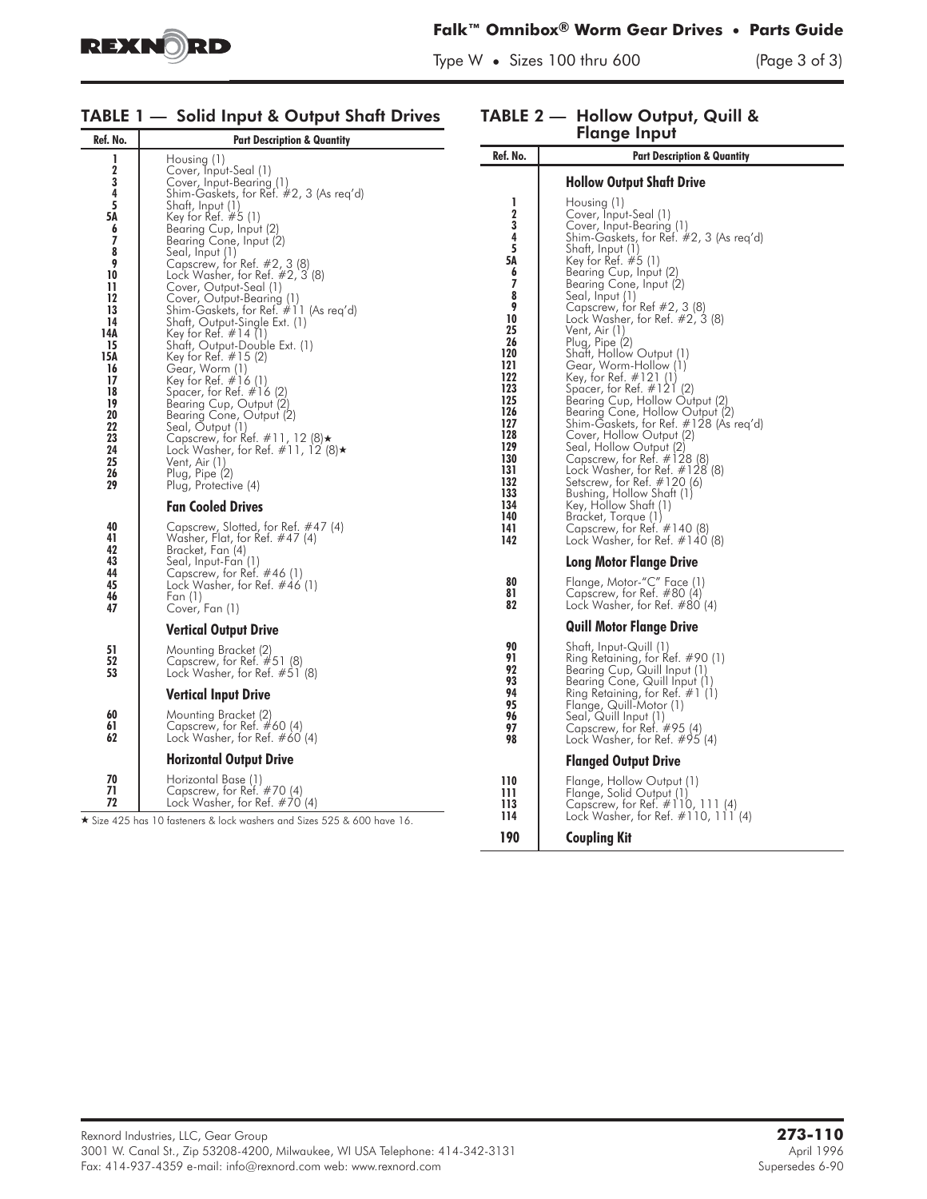## TABLE 1 — Solid Input & Output Shaft Drives

| Ref. No. | Part Description & Quantity |
|---|---|
| 1 | Housing (1) |
| 2 | Cover, Input-Seal (1) |
| 3 | Cover, Input-Bearing (1) |
| 4 | Shim-Gaskets, for Ref. #2, 3 (As req'd) |
| 5 | Shaft, Input (1) |
| 5A | Key for Ref. #5 (1) |
| 6 | Bearing Cup, Input (2) |
| 7 | Bearing Cone, Input (2) |
| 8 | Seal, Input (1) |
| 9 | Capscrew, for Ref. #2, 3 (8) |
| 10 | Lock Washer, for Ref. #2, 3 (8) |
| 11 | Cover, Output-Seal (1) |
| 12 | Cover, Output-Bearing (1) |
| 13 | Shim-Gaskets, for Ref. #11 (As req'd) |
| 14 | Shaft, Output-Single Ext. (1) |
| 14A | Key for Ref. #14 (1) |
| 15 | Shaft, Output-Double Ext. (1) |
| 15A | Key for Ref. #15 (2) |
| 16 | Gear, Worm (1) |
| 17 | Key for Ref. #16 (1) |
| 18 | Spacer, for Ref. #16 (2) |
| 19 | Bearing Cup, Output (2) |
| 20 | Bearing Cone, Output (2) |
| 22 | Seal, Output (1) |
| 23 | Capscrew, for Ref. #11, 12 (8)★ |
| 24 | Lock Washer, for Ref. #11, 12 (8)★ |
| 25 | Vent, Air (1) |
| 26 | Plug, Pipe (2) |
| 29 | Plug, Protective (4) |
| | **Fan Cooled Drives** |
| 40 | Capscrew, Slotted, for Ref. #47 (4) |
| 41 | Washer, Flat, for Ref. #47 (4) |
| 42 | Bracket, Fan (4) |
| 43 | Seal, Input-Fan (1) |
| 44 | Capscrew, for Ref. #46 (1) |
| 45 | Lock Washer, for Ref. #46 (1) |
| 46 | Fan (1) |
| 47 | Cover, Fan (1) |
| | **Vertical Output Drive** |
| 51 | Mounting Bracket (2) |
| 52 | Capscrew, for Ref. #51 (8) |
| 53 | Lock Washer, for Ref. #51 (8) |
| | **Vertical Input Drive** |
| 60 | Mounting Bracket (2) |
| 61 | Capscrew, for Ref. #60 (4) |
| 62 | Lock Washer, for Ref. #60 (4) |
| | **Horizontal Output Drive** |
| 70 | Horizontal Base (1) |
| 71 | Capscrew, for Ref. #70 (4) |
| 72 | Lock Washer, for Ref. #70 (4) |

★ Size 425 has 10 fasteners & lock washers and Sizes 525 & 600 have 16.

## TABLE 2 — Hollow Output, Quill & Flange Input

| Ref. No. | Part Description & Quantity |
|---|---|
| | **Hollow Output Shaft Drive** |
| 1 | Housing (1) |
| 2 | Cover, Input-Seal (1) |
| 3 | Cover, Input-Bearing (1) |
| 4 | Shim-Gaskets, for Ref. #2, 3 (As req'd) |
| 5 | Shaft, Input (1) |
| 5A | Key for Ref. #5 (1) |
| 6 | Bearing Cup, Input (2) |
| 7 | Bearing Cone, Input (2) |
| 8 | Seal, Input (1) |
| 9 | Capscrew, for Ref #2, 3 (8) |
| 10 | Lock Washer, for Ref. #2, 3 (8) |
| 25 | Vent, Air (1) |
| 26 | Plug, Pipe (2) |
| 120 | Shaft, Hollow Output (1) |
| 121 | Gear, Worm-Hollow (1) |
| 122 | Key, for Ref. #121 (1) |
| 123 | Spacer, for Ref. #121 (2) |
| 125 | Bearing Cup, Hollow Output (2) |
| 126 | Bearing Cone, Hollow Output (2) |
| 127 | Shim-Gaskets, for Ref. #128 (As req'd) |
| 128 | Cover, Hollow Output (2) |
| 129 | Seal, Hollow Output (2) |
| 130 | Capscrew, for Ref. #128 (8) |
| 131 | Lock Washer, for Ref. #128 (8) |
| 132 | Setscrew, for Ref. #120 (6) |
| 133 | Bushing, Hollow Shaft (1) |
| 134 | Key, Hollow Shaft (1) |
| 140 | Bracket, Torque (1) |
| 141 | Capscrew, for Ref. #140 (8) |
| 142 | Lock Washer, for Ref. #140 (8) |
| | **Long Motor Flange Drive** |
| 80 | Flange, Motor-"C" Face (1) |
| 81 | Capscrew, for Ref. #80 (4) |
| 82 | Lock Washer, for Ref. #80 (4) |
| | **Quill Motor Flange Drive** |
| 90 | Shaft, Input-Quill (1) |
| 91 | Ring Retaining, for Ref. #90 (1) |
| 92 | Bearing Cup, Quill Input (1) |
| 93 | Bearing Cone, Quill Input (1) |
| 94 | Ring Retaining, for Ref. #1 (1) |
| 95 | Flange, Quill-Motor (1) |
| 96 | Seal, Quill Input (1) |
| 97 | Capscrew, for Ref. #95 (4) |
| 98 | Lock Washer, for Ref. #95 (4) |
| | **Flanged Output Drive** |
| 110 | Flange, Hollow Output (1) |
| 111 | Flange, Solid Output (1) |
| 113 | Capscrew, for Ref. #110, 111 (4) |
| 114 | Lock Washer, for Ref. #110, 111 (4) |
| 190 | **Coupling Kit** |

Rexnord Industries, LLC, Gear Group
3001 W. Canal St., Zip 53208-4200, Milwaukee, WI USA Telephone: 414-342-3131
Fax: 414-937-4359 e-mail: info@rexnord.com web: www.rexnord.com

**273-110**
April 1996
Supersedes 6-90